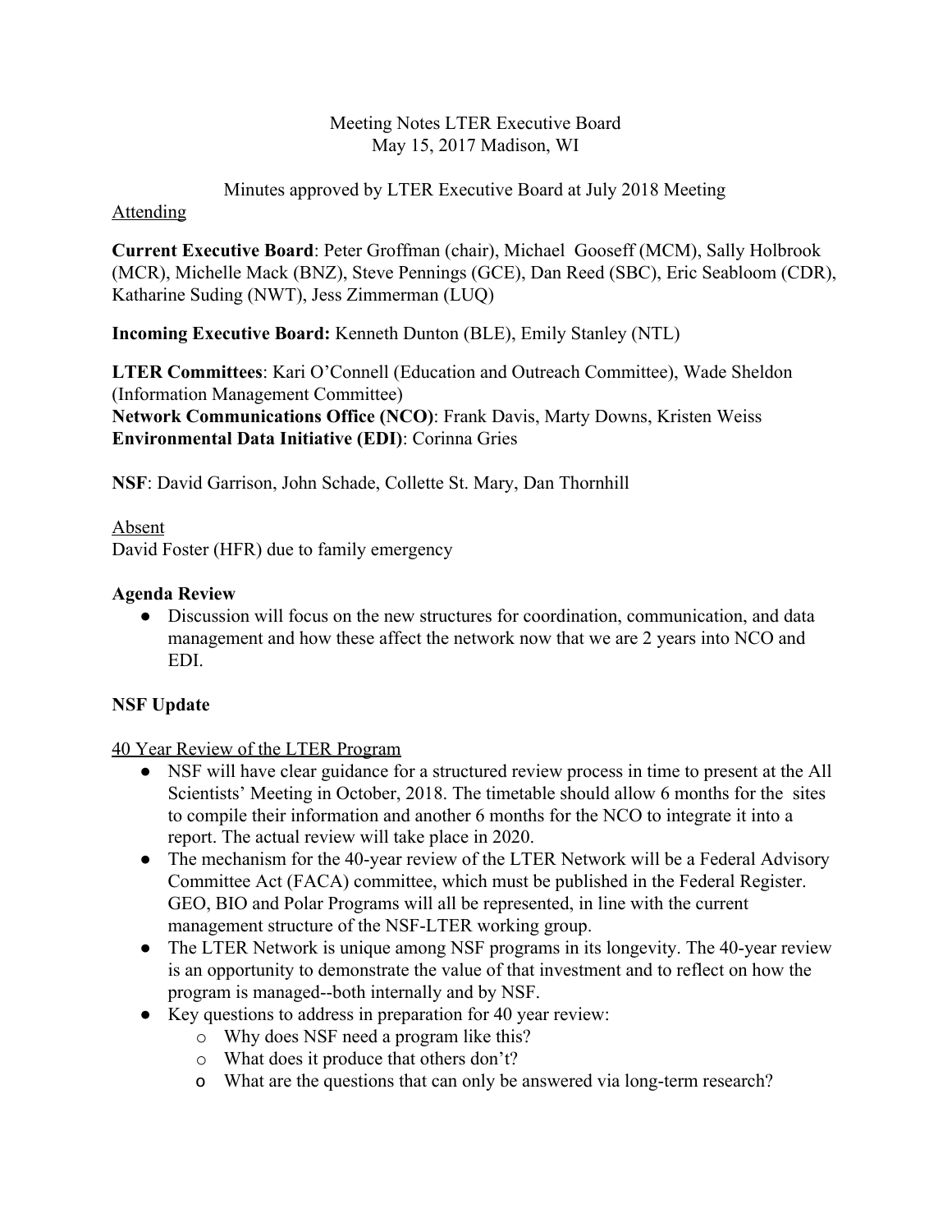Meeting Notes LTER Executive Board
May 15, 2017 Madison, WI

Minutes approved by LTER Executive Board at July 2018 Meeting

Attending

**Current Executive Board**: Peter Groffman (chair), Michael Gooseff (MCM), Sally Holbrook (MCR), Michelle Mack (BNZ), Steve Pennings (GCE), Dan Reed (SBC), Eric Seabloom (CDR), Katharine Suding (NWT), Jess Zimmerman (LUQ)

**Incoming Executive Board:** Kenneth Dunton (BLE), Emily Stanley (NTL)

**LTER Committees**: Kari O'Connell (Education and Outreach Committee), Wade Sheldon (Information Management Committee)
**Network Communications Office (NCO)**: Frank Davis, Marty Downs, Kristen Weiss
**Environmental Data Initiative (EDI)**: Corinna Gries

**NSF**: David Garrison, John Schade, Collette St. Mary, Dan Thornhill

Absent
David Foster (HFR) due to family emergency

**Agenda Review**

- Discussion will focus on the new structures for coordination, communication, and data management and how these affect the network now that we are 2 years into NCO and EDI.

**NSF Update**

40 Year Review of the LTER Program

- NSF will have clear guidance for a structured review process in time to present at the All Scientists' Meeting in October, 2018. The timetable should allow 6 months for the sites to compile their information and another 6 months for the NCO to integrate it into a report. The actual review will take place in 2020.
- The mechanism for the 40-year review of the LTER Network will be a Federal Advisory Committee Act (FACA) committee, which must be published in the Federal Register. GEO, BIO and Polar Programs will all be represented, in line with the current management structure of the NSF-LTER working group.
- The LTER Network is unique among NSF programs in its longevity. The 40-year review is an opportunity to demonstrate the value of that investment and to reflect on how the program is managed--both internally and by NSF.
- Key questions to address in preparation for 40 year review:
  - Why does NSF need a program like this?
  - What does it produce that others don't?
  - What are the questions that can only be answered via long-term research?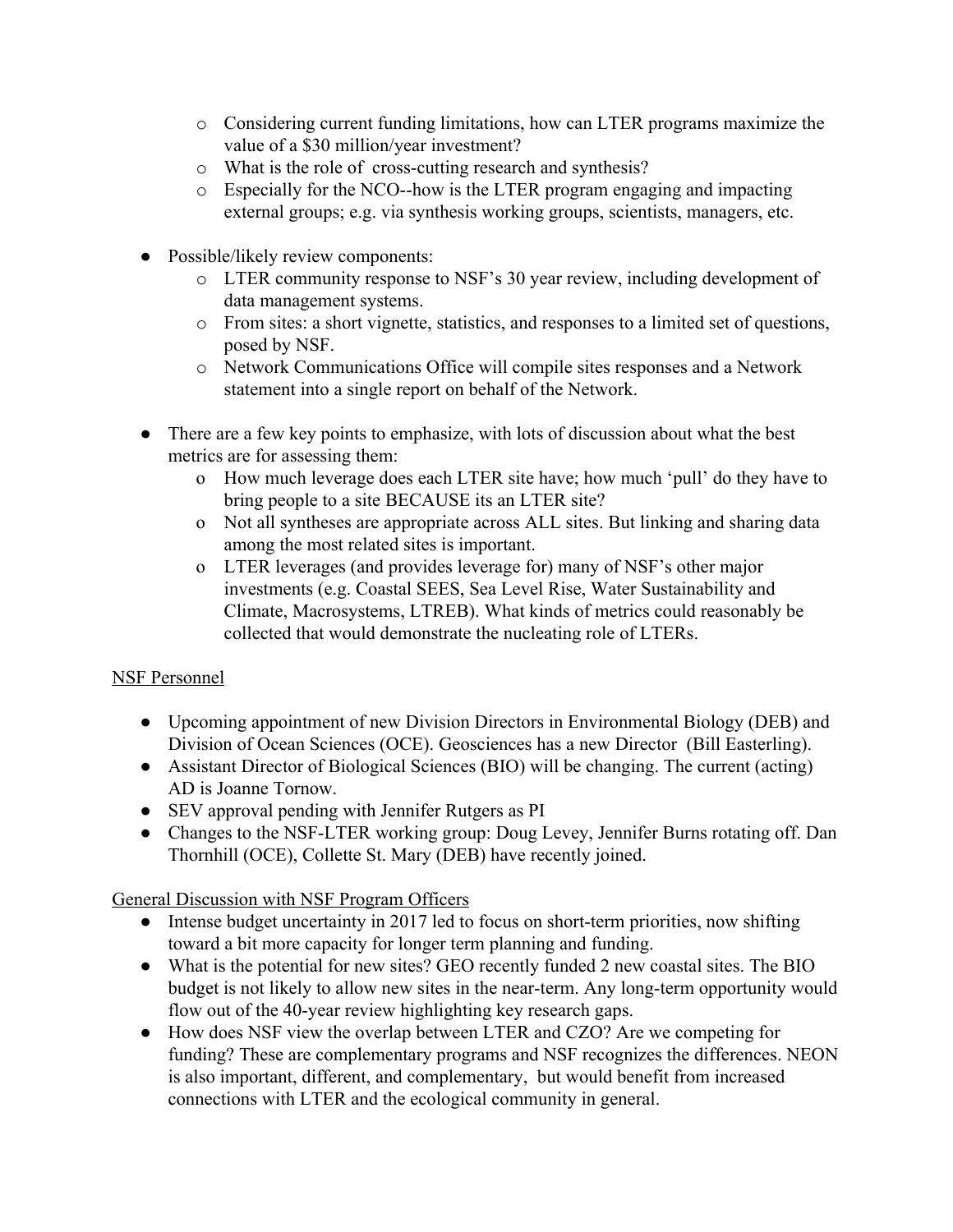- Considering current funding limitations, how can LTER programs maximize the value of a $30 million/year investment?
    - What is the role of cross-cutting research and synthesis?
    - Especially for the NCO--how is the LTER program engaging and impacting external groups; e.g. via synthesis working groups, scientists, managers, etc.

- Possible/likely review components:
    - LTER community response to NSF's 30 year review, including development of data management systems.
    - From sites: a short vignette, statistics, and responses to a limited set of questions, posed by NSF.
    - Network Communications Office will compile sites responses and a Network statement into a single report on behalf of the Network.

- There are a few key points to emphasize, with lots of discussion about what the best metrics are for assessing them:
    - How much leverage does each LTER site have; how much 'pull' do they have to bring people to a site BECAUSE its an LTER site?
    - Not all syntheses are appropriate across ALL sites. But linking and sharing data among the most related sites is important.
    - LTER leverages (and provides leverage for) many of NSF's other major investments (e.g. Coastal SEES, Sea Level Rise, Water Sustainability and Climate, Macrosystems, LTREB). What kinds of metrics could reasonably be collected that would demonstrate the nucleating role of LTERs.

<u>NSF Personnel</u>

- Upcoming appointment of new Division Directors in Environmental Biology (DEB) and Division of Ocean Sciences (OCE). Geosciences has a new Director (Bill Easterling).
- Assistant Director of Biological Sciences (BIO) will be changing. The current (acting) AD is Joanne Tornow.
- SEV approval pending with Jennifer Rutgers as PI
- Changes to the NSF-LTER working group: Doug Levey, Jennifer Burns rotating off. Dan Thornhill (OCE), Collette St. Mary (DEB) have recently joined.

<u>General Discussion with NSF Program Officers</u>

- Intense budget uncertainty in 2017 led to focus on short-term priorities, now shifting toward a bit more capacity for longer term planning and funding.
- What is the potential for new sites? GEO recently funded 2 new coastal sites. The BIO budget is not likely to allow new sites in the near-term. Any long-term opportunity would flow out of the 40-year review highlighting key research gaps.
- How does NSF view the overlap between LTER and CZO? Are we competing for funding? These are complementary programs and NSF recognizes the differences. NEON is also important, different, and complementary, but would benefit from increased connections with LTER and the ecological community in general.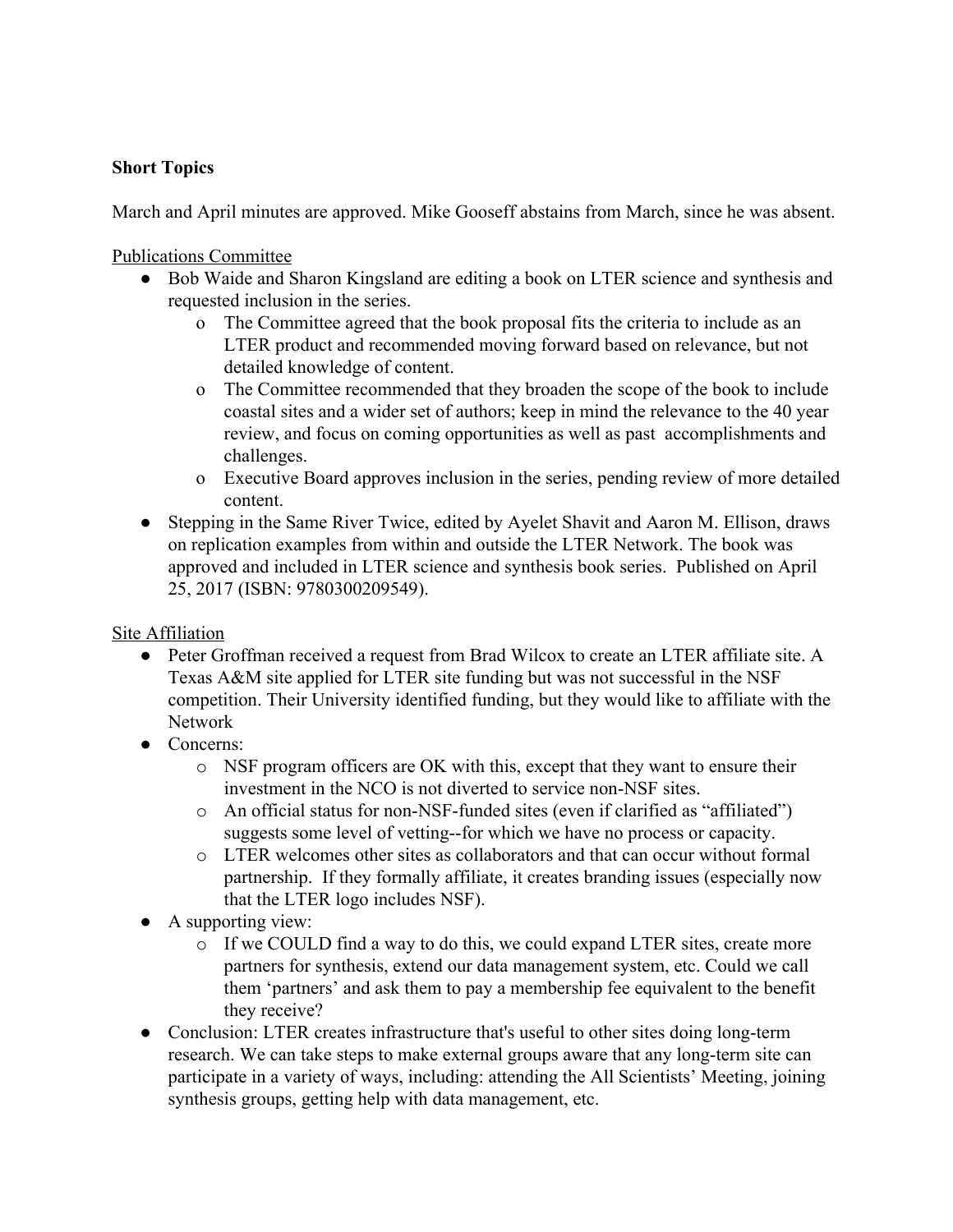**Short Topics**

March and April minutes are approved. Mike Gooseff abstains from March, since he was absent.

Publications Committee

- Bob Waide and Sharon Kingsland are editing a book on LTER science and synthesis and requested inclusion in the series.
    - The Committee agreed that the book proposal fits the criteria to include as an LTER product and recommended moving forward based on relevance, but not detailed knowledge of content.
    - The Committee recommended that they broaden the scope of the book to include coastal sites and a wider set of authors; keep in mind the relevance to the 40 year review, and focus on coming opportunities as well as past accomplishments and challenges.
    - Executive Board approves inclusion in the series, pending review of more detailed content.
- Stepping in the Same River Twice, edited by Ayelet Shavit and Aaron M. Ellison, draws on replication examples from within and outside the LTER Network. The book was approved and included in LTER science and synthesis book series. Published on April 25, 2017 (ISBN: 9780300209549).

Site Affiliation

- Peter Groffman received a request from Brad Wilcox to create an LTER affiliate site. A Texas A&M site applied for LTER site funding but was not successful in the NSF competition. Their University identified funding, but they would like to affiliate with the Network
- Concerns:
    - NSF program officers are OK with this, except that they want to ensure their investment in the NCO is not diverted to service non-NSF sites.
    - An official status for non-NSF-funded sites (even if clarified as "affiliated") suggests some level of vetting--for which we have no process or capacity.
    - LTER welcomes other sites as collaborators and that can occur without formal partnership. If they formally affiliate, it creates branding issues (especially now that the LTER logo includes NSF).
- A supporting view:
    - If we COULD find a way to do this, we could expand LTER sites, create more partners for synthesis, extend our data management system, etc. Could we call them 'partners' and ask them to pay a membership fee equivalent to the benefit they receive?
- Conclusion: LTER creates infrastructure that's useful to other sites doing long-term research. We can take steps to make external groups aware that any long-term site can participate in a variety of ways, including: attending the All Scientists' Meeting, joining synthesis groups, getting help with data management, etc.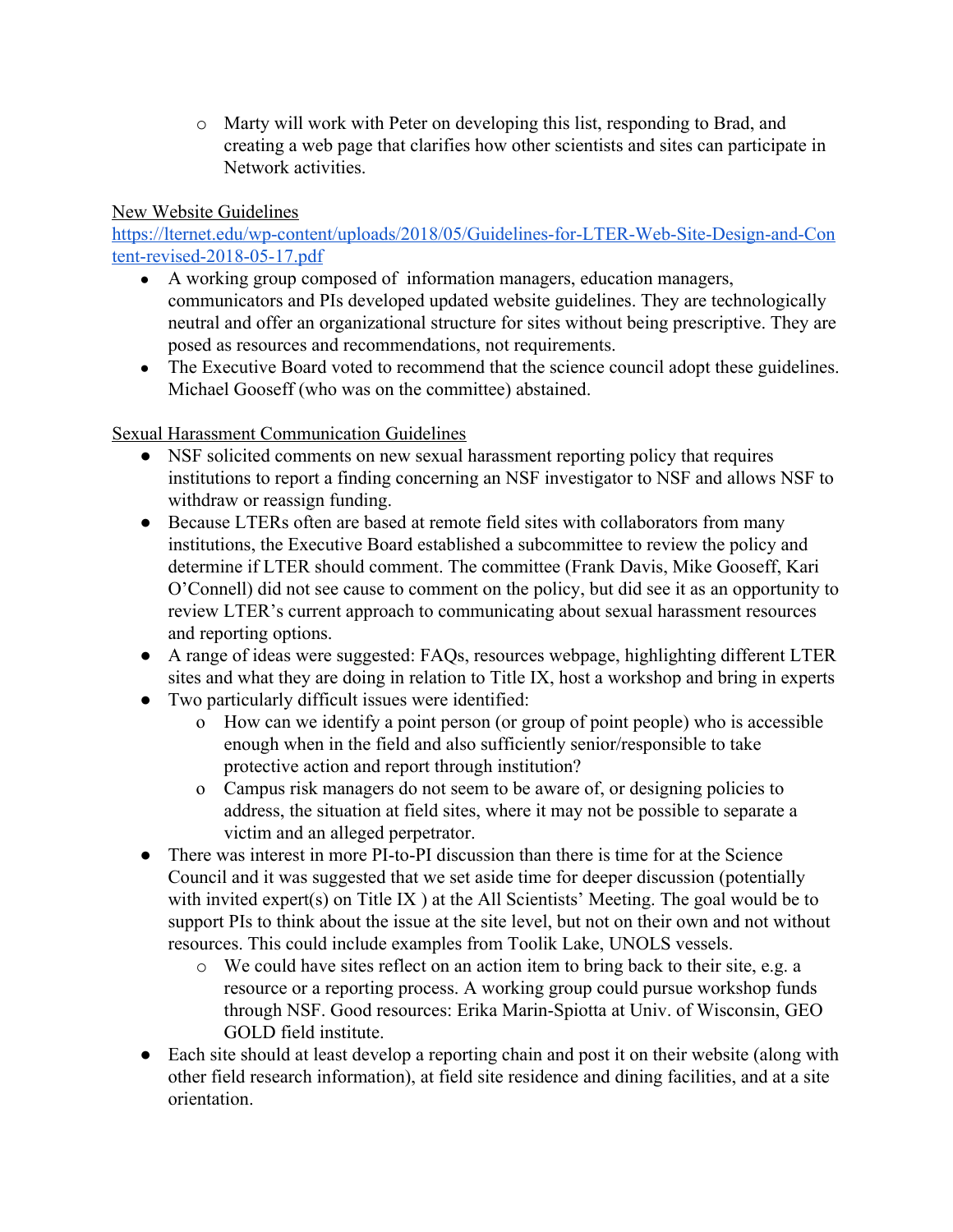- Marty will work with Peter on developing this list, responding to Brad, and creating a web page that clarifies how other scientists and sites can participate in Network activities.

New Website Guidelines

https://lternet.edu/wp-content/uploads/2018/05/Guidelines-for-LTER-Web-Site-Design-and-Content-revised-2018-05-17.pdf

- A working group composed of information managers, education managers, communicators and PIs developed updated website guidelines. They are technologically neutral and offer an organizational structure for sites without being prescriptive. They are posed as resources and recommendations, not requirements.
- The Executive Board voted to recommend that the science council adopt these guidelines. Michael Gooseff (who was on the committee) abstained.

Sexual Harassment Communication Guidelines

- NSF solicited comments on new sexual harassment reporting policy that requires institutions to report a finding concerning an NSF investigator to NSF and allows NSF to withdraw or reassign funding.
- Because LTERs often are based at remote field sites with collaborators from many institutions, the Executive Board established a subcommittee to review the policy and determine if LTER should comment. The committee (Frank Davis, Mike Gooseff, Kari O'Connell) did not see cause to comment on the policy, but did see it as an opportunity to review LTER's current approach to communicating about sexual harassment resources and reporting options.
- A range of ideas were suggested: FAQs, resources webpage, highlighting different LTER sites and what they are doing in relation to Title IX, host a workshop and bring in experts
- Two particularly difficult issues were identified:
  - How can we identify a point person (or group of point people) who is accessible enough when in the field and also sufficiently senior/responsible to take protective action and report through institution?
  - Campus risk managers do not seem to be aware of, or designing policies to address, the situation at field sites, where it may not be possible to separate a victim and an alleged perpetrator.
- There was interest in more PI-to-PI discussion than there is time for at the Science Council and it was suggested that we set aside time for deeper discussion (potentially with invited expert(s) on Title IX ) at the All Scientists' Meeting. The goal would be to support PIs to think about the issue at the site level, but not on their own and not without resources. This could include examples from Toolik Lake, UNOLS vessels.
  - We could have sites reflect on an action item to bring back to their site, e.g. a resource or a reporting process. A working group could pursue workshop funds through NSF. Good resources: Erika Marin-Spiotta at Univ. of Wisconsin, GEO GOLD field institute.
- Each site should at least develop a reporting chain and post it on their website (along with other field research information), at field site residence and dining facilities, and at a site orientation.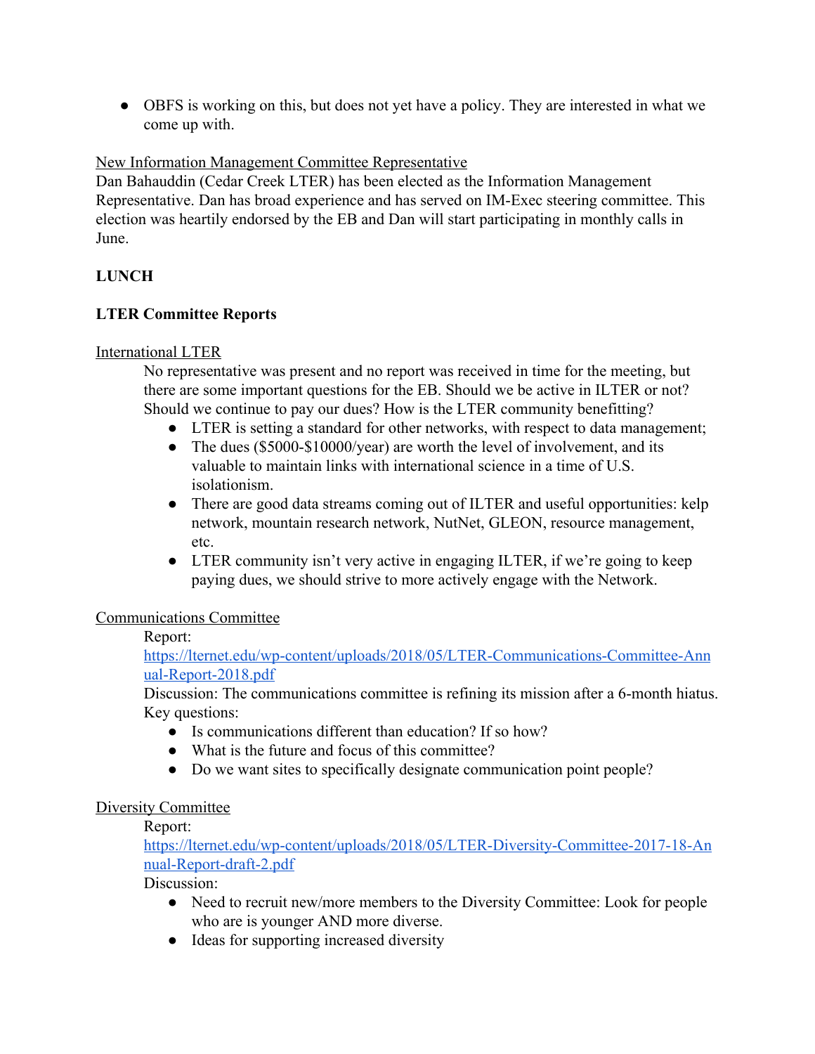- OBFS is working on this, but does not yet have a policy. They are interested in what we come up with.

<u>New Information Management Committee Representative</u>
Dan Bahauddin (Cedar Creek LTER) has been elected as the Information Management Representative. Dan has broad experience and has served on IM-Exec steering committee. This election was heartily endorsed by the EB and Dan will start participating in monthly calls in June.

**LUNCH**

**LTER Committee Reports**

<u>International LTER</u>

No representative was present and no report was received in time for the meeting, but there are some important questions for the EB. Should we be active in ILTER or not? Should we continue to pay our dues? How is the LTER community benefitting?

- LTER is setting a standard for other networks, with respect to data management;
- The dues ($5000-$10000/year) are worth the level of involvement, and its valuable to maintain links with international science in a time of U.S. isolationism.
- There are good data streams coming out of ILTER and useful opportunities: kelp network, mountain research network, NutNet, GLEON, resource management, etc.
- LTER community isn't very active in engaging ILTER, if we're going to keep paying dues, we should strive to more actively engage with the Network.

<u>Communications Committee</u>

Report: https://lternet.edu/wp-content/uploads/2018/05/LTER-Communications-Committee-Annual-Report-2018.pdf

Discussion: The communications committee is refining its mission after a 6-month hiatus. Key questions:

- Is communications different than education? If so how?
- What is the future and focus of this committee?
- Do we want sites to specifically designate communication point people?

<u>Diversity Committee</u>

Report: https://lternet.edu/wp-content/uploads/2018/05/LTER-Diversity-Committee-2017-18-Annual-Report-draft-2.pdf

Discussion:

- Need to recruit new/more members to the Diversity Committee: Look for people who are is younger AND more diverse.
- Ideas for supporting increased diversity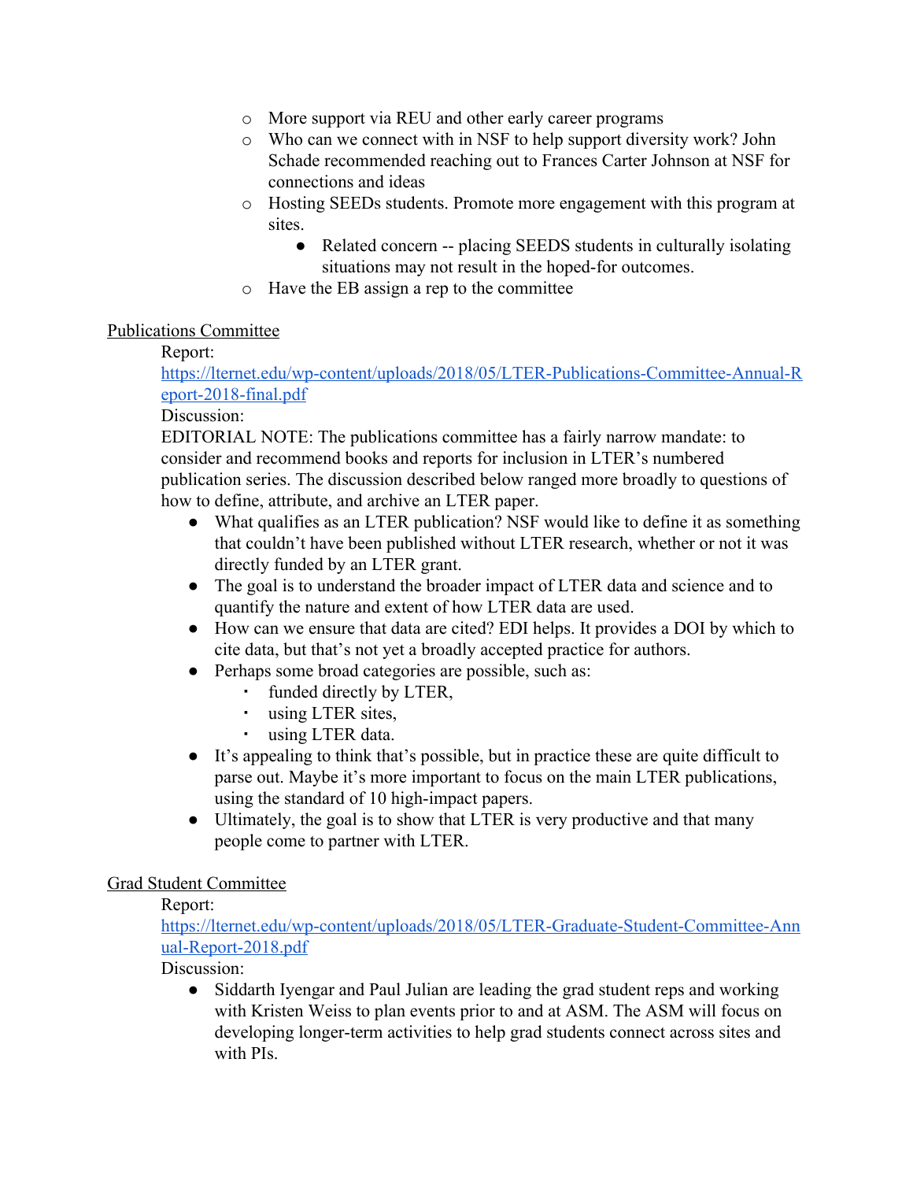- More support via REU and other early career programs
  - Who can we connect with in NSF to help support diversity work? John Schade recommended reaching out to Frances Carter Johnson at NSF for connections and ideas
  - Hosting SEEDs students. Promote more engagement with this program at sites.
    - Related concern -- placing SEEDS students in culturally isolating situations may not result in the hoped-for outcomes.
  - Have the EB assign a rep to the committee

<u>Publications Committee</u>

Report:
https://lternet.edu/wp-content/uploads/2018/05/LTER-Publications-Committee-Annual-Report-2018-final.pdf

Discussion:

EDITORIAL NOTE: The publications committee has a fairly narrow mandate: to consider and recommend books and reports for inclusion in LTER's numbered publication series. The discussion described below ranged more broadly to questions of how to define, attribute, and archive an LTER paper.

- What qualifies as an LTER publication? NSF would like to define it as something that couldn't have been published without LTER research, whether or not it was directly funded by an LTER grant.
- The goal is to understand the broader impact of LTER data and science and to quantify the nature and extent of how LTER data are used.
- How can we ensure that data are cited? EDI helps. It provides a DOI by which to cite data, but that's not yet a broadly accepted practice for authors.
- Perhaps some broad categories are possible, such as:
  - funded directly by LTER,
  - using LTER sites,
  - using LTER data.
- It's appealing to think that's possible, but in practice these are quite difficult to parse out. Maybe it's more important to focus on the main LTER publications, using the standard of 10 high-impact papers.
- Ultimately, the goal is to show that LTER is very productive and that many people come to partner with LTER.

<u>Grad Student Committee</u>

Report:
https://lternet.edu/wp-content/uploads/2018/05/LTER-Graduate-Student-Committee-Annual-Report-2018.pdf

Discussion:

- Siddarth Iyengar and Paul Julian are leading the grad student reps and working with Kristen Weiss to plan events prior to and at ASM. The ASM will focus on developing longer-term activities to help grad students connect across sites and with PIs.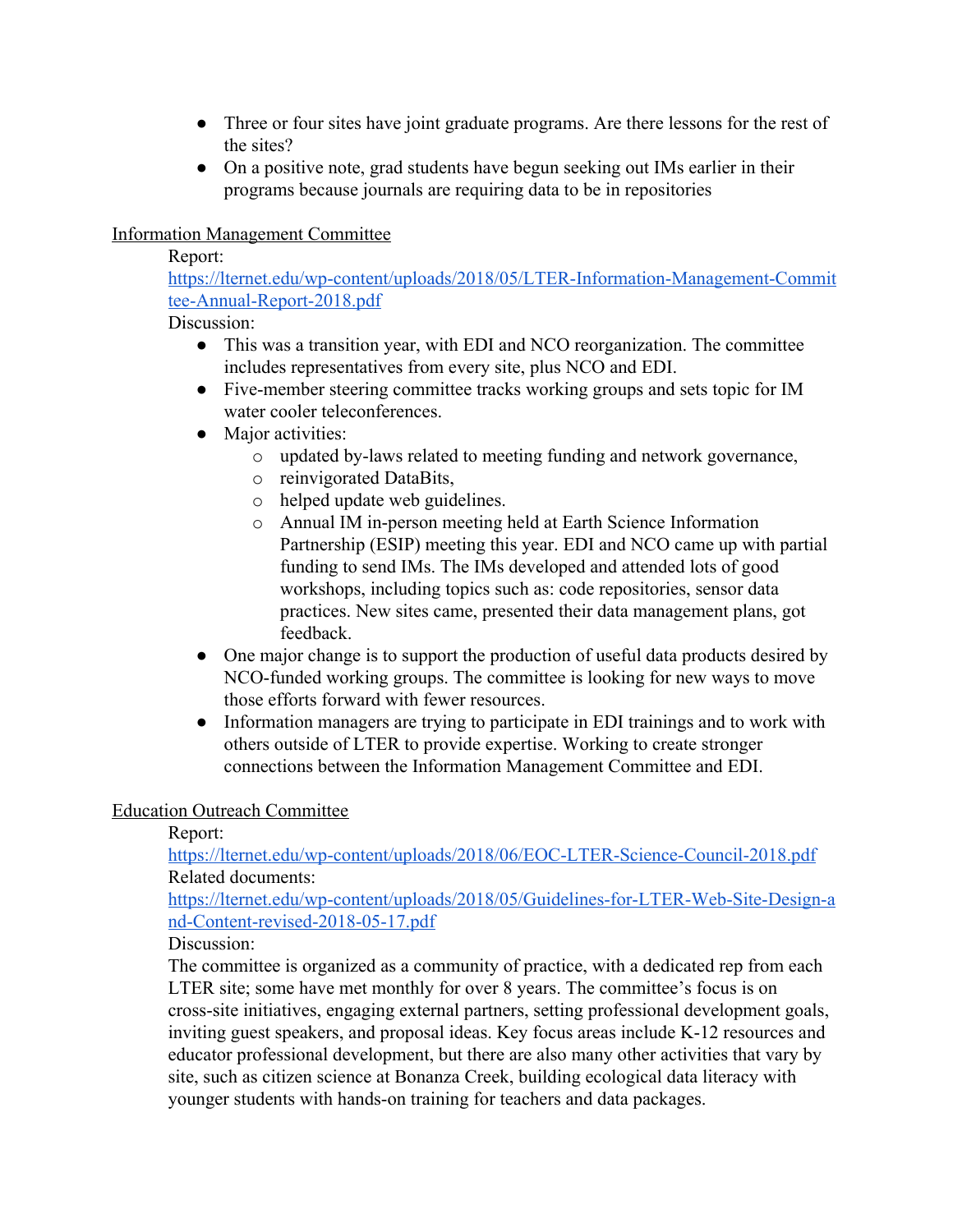- Three or four sites have joint graduate programs. Are there lessons for the rest of the sites?
- On a positive note, grad students have begun seeking out IMs earlier in their programs because journals are requiring data to be in repositories

<u>Information Management Committee</u>

Report: [https://lternet.edu/wp-content/uploads/2018/05/LTER-Information-Management-Committee-Annual-Report-2018.pdf](https://lternet.edu/wp-content/uploads/2018/05/LTER-Information-Management-Committee-Annual-Report-2018.pdf)

Discussion:

- This was a transition year, with EDI and NCO reorganization. The committee includes representatives from every site, plus NCO and EDI.
- Five-member steering committee tracks working groups and sets topic for IM water cooler teleconferences.
- Major activities:
  - updated by-laws related to meeting funding and network governance,
  - reinvigorated DataBits,
  - helped update web guidelines.
  - Annual IM in-person meeting held at Earth Science Information Partnership (ESIP) meeting this year. EDI and NCO came up with partial funding to send IMs. The IMs developed and attended lots of good workshops, including topics such as: code repositories, sensor data practices. New sites came, presented their data management plans, got feedback.
- One major change is to support the production of useful data products desired by NCO-funded working groups. The committee is looking for new ways to move those efforts forward with fewer resources.
- Information managers are trying to participate in EDI trainings and to work with others outside of LTER to provide expertise. Working to create stronger connections between the Information Management Committee and EDI.

<u>Education Outreach Committee</u>

Report: [https://lternet.edu/wp-content/uploads/2018/06/EOC-LTER-Science-Council-2018.pdf](https://lternet.edu/wp-content/uploads/2018/06/EOC-LTER-Science-Council-2018.pdf)

Related documents: [https://lternet.edu/wp-content/uploads/2018/05/Guidelines-for-LTER-Web-Site-Design-and-Content-revised-2018-05-17.pdf](https://lternet.edu/wp-content/uploads/2018/05/Guidelines-for-LTER-Web-Site-Design-and-Content-revised-2018-05-17.pdf)

Discussion:

The committee is organized as a community of practice, with a dedicated rep from each LTER site; some have met monthly for over 8 years. The committee's focus is on cross-site initiatives, engaging external partners, setting professional development goals, inviting guest speakers, and proposal ideas. Key focus areas include K-12 resources and educator professional development, but there are also many other activities that vary by site, such as citizen science at Bonanza Creek, building ecological data literacy with younger students with hands-on training for teachers and data packages.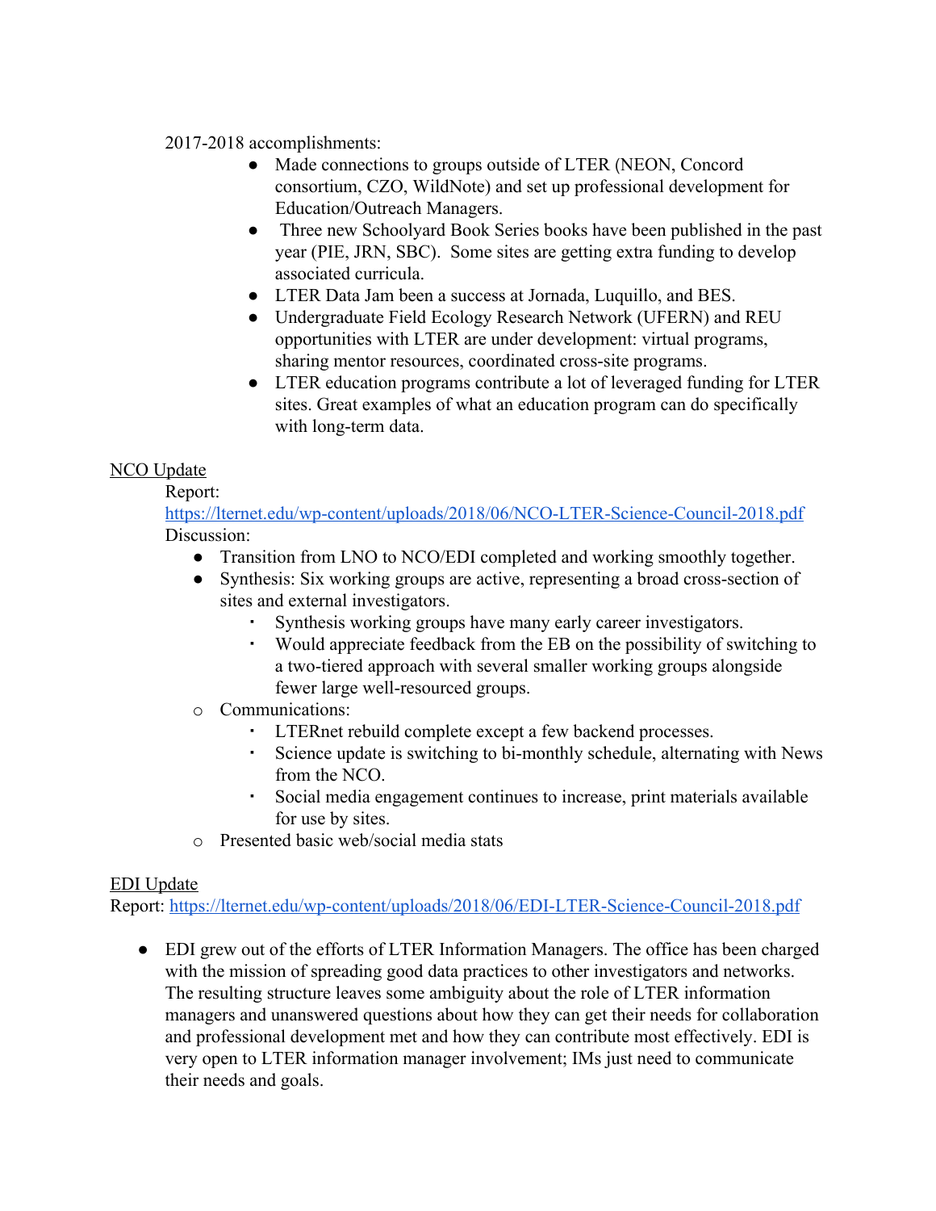2017-2018 accomplishments:

- Made connections to groups outside of LTER (NEON, Concord consortium, CZO, WildNote) and set up professional development for Education/Outreach Managers.
- Three new Schoolyard Book Series books have been published in the past year (PIE, JRN, SBC). Some sites are getting extra funding to develop associated curricula.
- LTER Data Jam been a success at Jornada, Luquillo, and BES.
- Undergraduate Field Ecology Research Network (UFERN) and REU opportunities with LTER are under development: virtual programs, sharing mentor resources, coordinated cross-site programs.
- LTER education programs contribute a lot of leveraged funding for LTER sites. Great examples of what an education program can do specifically with long-term data.

<u>NCO Update</u>

Report: [https://lternet.edu/wp-content/uploads/2018/06/NCO-LTER-Science-Council-2018.pdf](https://lternet.edu/wp-content/uploads/2018/06/NCO-LTER-Science-Council-2018.pdf)

Discussion:

- Transition from LNO to NCO/EDI completed and working smoothly together.
- Synthesis: Six working groups are active, representing a broad cross-section of sites and external investigators.
  - Synthesis working groups have many early career investigators.
  - Would appreciate feedback from the EB on the possibility of switching to a two-tiered approach with several smaller working groups alongside fewer large well-resourced groups.
- Communications:
  - LTERnet rebuild complete except a few backend processes.
  - Science update is switching to bi-monthly schedule, alternating with News from the NCO.
  - Social media engagement continues to increase, print materials available for use by sites.
- Presented basic web/social media stats

<u>EDI Update</u>

Report: [https://lternet.edu/wp-content/uploads/2018/06/EDI-LTER-Science-Council-2018.pdf](https://lternet.edu/wp-content/uploads/2018/06/EDI-LTER-Science-Council-2018.pdf)

- EDI grew out of the efforts of LTER Information Managers. The office has been charged with the mission of spreading good data practices to other investigators and networks. The resulting structure leaves some ambiguity about the role of LTER information managers and unanswered questions about how they can get their needs for collaboration and professional development met and how they can contribute most effectively. EDI is very open to LTER information manager involvement; IMs just need to communicate their needs and goals.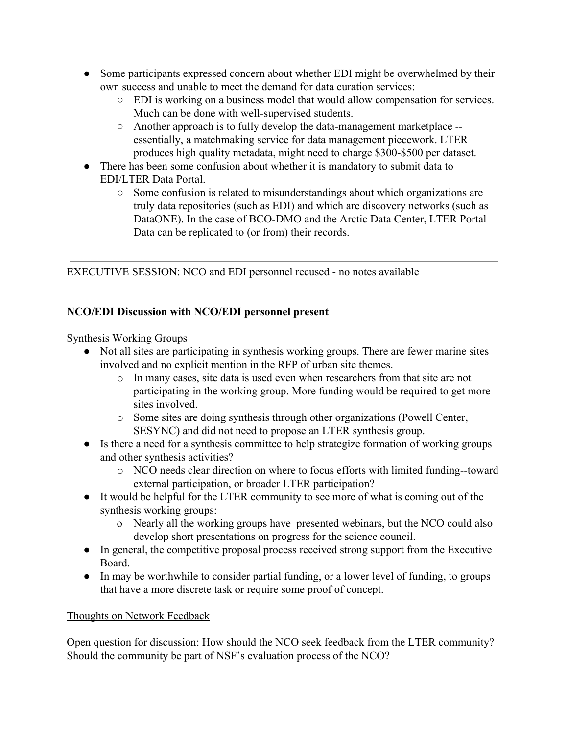- Some participants expressed concern about whether EDI might be overwhelmed by their own success and unable to meet the demand for data curation services:
    - EDI is working on a business model that would allow compensation for services. Much can be done with well-supervised students.
    - Another approach is to fully develop the data-management marketplace -- essentially, a matchmaking service for data management piecework. LTER produces high quality metadata, might need to charge $300-$500 per dataset.
- There has been some confusion about whether it is mandatory to submit data to EDI/LTER Data Portal.
    - Some confusion is related to misunderstandings about which organizations are truly data repositories (such as EDI) and which are discovery networks (such as DataONE). In the case of BCO-DMO and the Arctic Data Center, LTER Portal Data can be replicated to (or from) their records.

---

EXECUTIVE SESSION: NCO and EDI personnel recused - no notes available

---

**NCO/EDI Discussion with NCO/EDI personnel present**

Synthesis Working Groups

- Not all sites are participating in synthesis working groups. There are fewer marine sites involved and no explicit mention in the RFP of urban site themes.
    - In many cases, site data is used even when researchers from that site are not participating in the working group. More funding would be required to get more sites involved.
    - Some sites are doing synthesis through other organizations (Powell Center, SESYNC) and did not need to propose an LTER synthesis group.
- Is there a need for a synthesis committee to help strategize formation of working groups and other synthesis activities?
    - NCO needs clear direction on where to focus efforts with limited funding--toward external participation, or broader LTER participation?
- It would be helpful for the LTER community to see more of what is coming out of the synthesis working groups:
    - Nearly all the working groups have presented webinars, but the NCO could also develop short presentations on progress for the science council.
- In general, the competitive proposal process received strong support from the Executive Board.
- In may be worthwhile to consider partial funding, or a lower level of funding, to groups that have a more discrete task or require some proof of concept.

Thoughts on Network Feedback

Open question for discussion: How should the NCO seek feedback from the LTER community? Should the community be part of NSF's evaluation process of the NCO?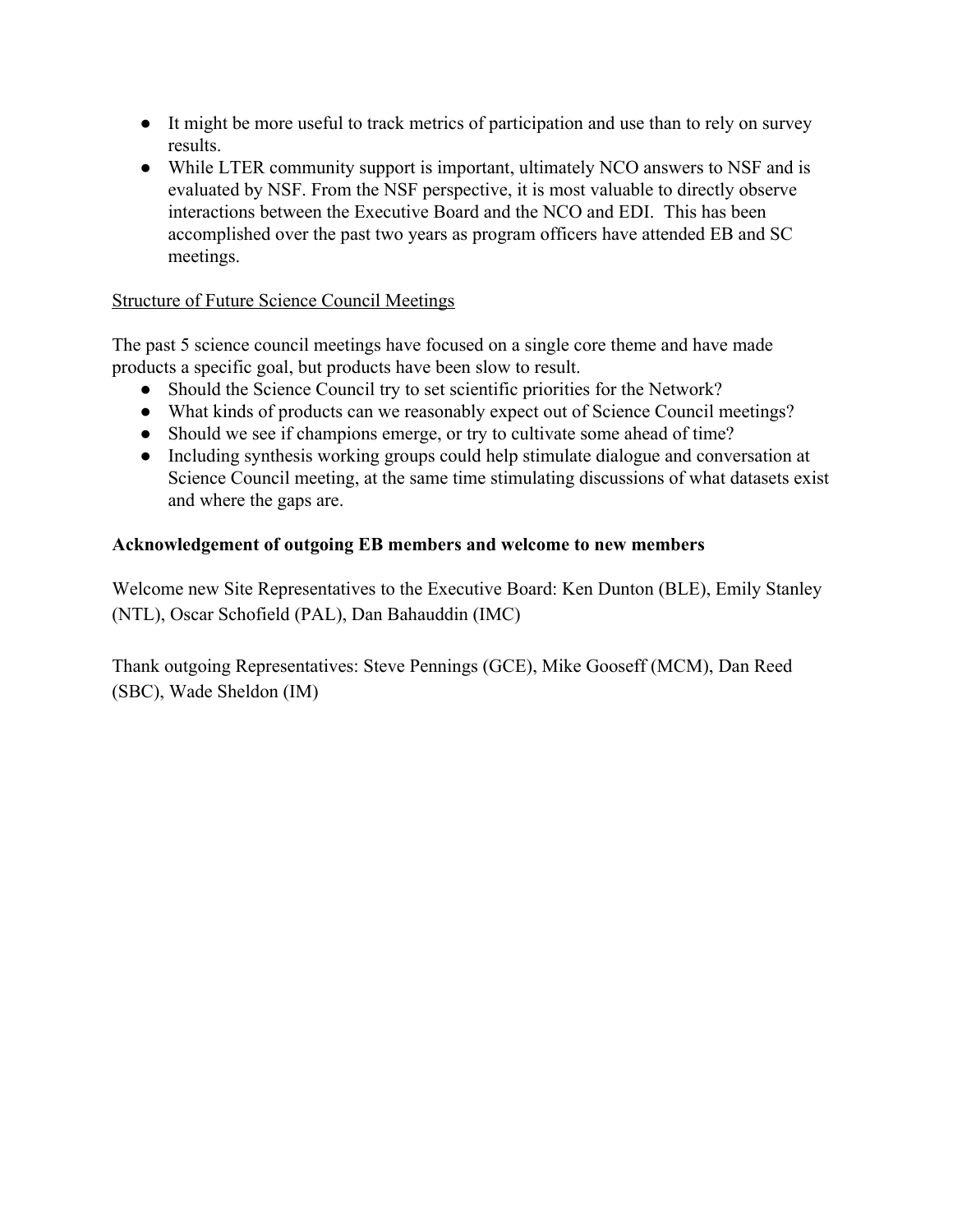- It might be more useful to track metrics of participation and use than to rely on survey results.
- While LTER community support is important, ultimately NCO answers to NSF and is evaluated by NSF. From the NSF perspective, it is most valuable to directly observe interactions between the Executive Board and the NCO and EDI. This has been accomplished over the past two years as program officers have attended EB and SC meetings.

<u>Structure of Future Science Council Meetings</u>

The past 5 science council meetings have focused on a single core theme and have made products a specific goal, but products have been slow to result.

- Should the Science Council try to set scientific priorities for the Network?
- What kinds of products can we reasonably expect out of Science Council meetings?
- Should we see if champions emerge, or try to cultivate some ahead of time?
- Including synthesis working groups could help stimulate dialogue and conversation at Science Council meeting, at the same time stimulating discussions of what datasets exist and where the gaps are.

**Acknowledgement of outgoing EB members and welcome to new members**

Welcome new Site Representatives to the Executive Board: Ken Dunton (BLE), Emily Stanley (NTL), Oscar Schofield (PAL), Dan Bahauddin (IMC)

Thank outgoing Representatives: Steve Pennings (GCE), Mike Gooseff (MCM), Dan Reed (SBC), Wade Sheldon (IM)